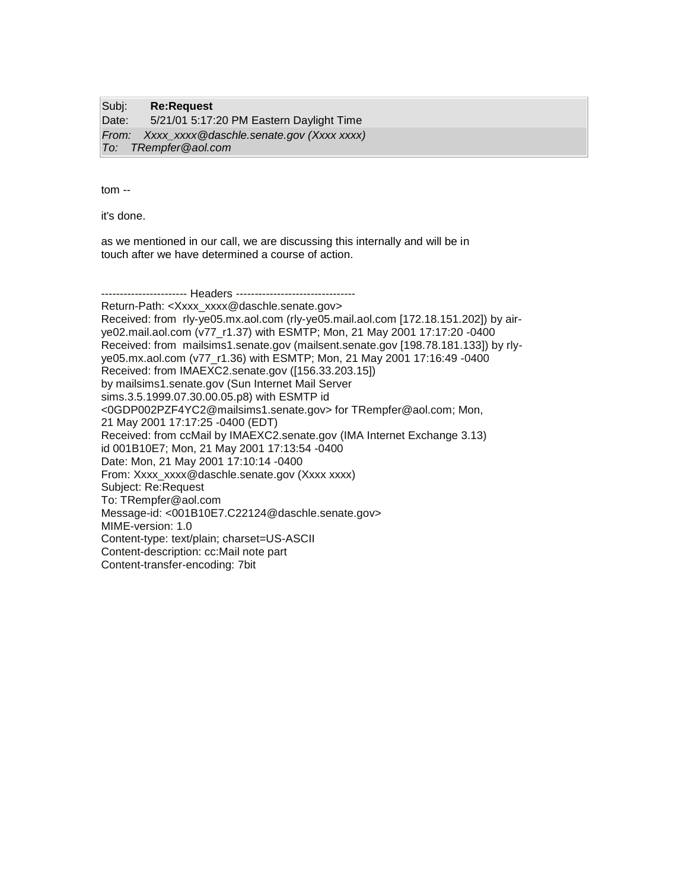| Subj: | **Re:Request** |
| --- | --- |
| Date: | 5/21/01 5:17:20 PM Eastern Daylight Time |
| *From:* | *Xxxx_xxxx@daschle.senate.gov (Xxxx xxxx)* |
| *To:* | *TRempfer@aol.com* |

tom --

it's done.

as we mentioned in our call, we are discussing this internally and will be in touch after we have determined a course of action.

----------------------- Headers --------------------------------
Return-Path: <Xxxx_xxxx@daschle.senate.gov>
Received: from rly-ye05.mx.aol.com (rly-ye05.mail.aol.com [172.18.151.202]) by air-ye02.mail.aol.com (v77_r1.37) with ESMTP; Mon, 21 May 2001 17:17:20 -0400
Received: from mailsims1.senate.gov (mailsent.senate.gov [198.78.181.133]) by rly-ye05.mx.aol.com (v77_r1.36) with ESMTP; Mon, 21 May 2001 17:16:49 -0400
Received: from IMAEXC2.senate.gov ([156.33.203.15])
by mailsims1.senate.gov (Sun Internet Mail Server
sims.3.5.1999.07.30.00.05.p8) with ESMTP id
<0GDP002PZF4YC2@mailsims1.senate.gov> for TRempfer@aol.com; Mon,
21 May 2001 17:17:25 -0400 (EDT)
Received: from ccMail by IMAEXC2.senate.gov (IMA Internet Exchange 3.13)
id 001B10E7; Mon, 21 May 2001 17:13:54 -0400
Date: Mon, 21 May 2001 17:10:14 -0400
From: Xxxx_xxxx@daschle.senate.gov (Xxxx xxxx)
Subject: Re:Request
To: TRempfer@aol.com
Message-id: <001B10E7.C22124@daschle.senate.gov>
MIME-version: 1.0
Content-type: text/plain; charset=US-ASCII
Content-description: cc:Mail note part
Content-transfer-encoding: 7bit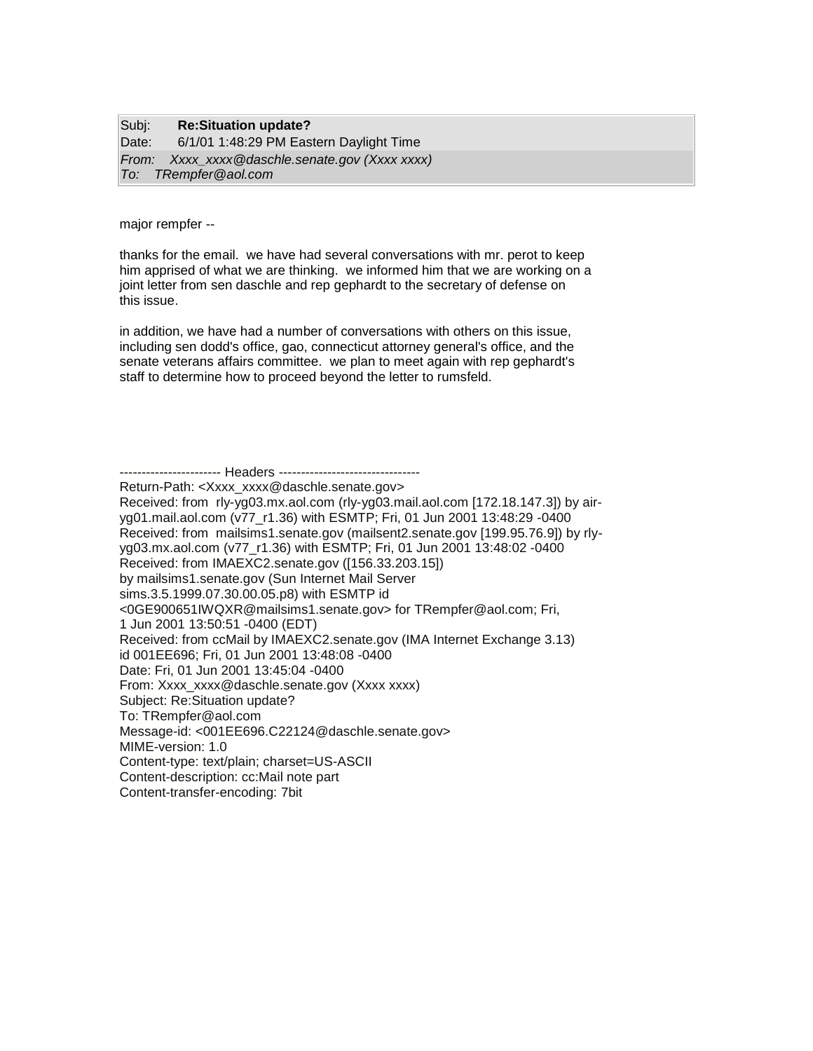| | |
|---|---|
| Subj: | **Re:Situation update?** |
| Date: | 6/1/01 1:48:29 PM Eastern Daylight Time |
| *From:* | *Xxxx_xxxx@daschle.senate.gov (Xxxx xxxx)* |
| *To:* | *TRempfer@aol.com* |

major rempfer --

thanks for the email. we have had several conversations with mr. perot to keep him apprised of what we are thinking. we informed him that we are working on a joint letter from sen daschle and rep gephardt to the secretary of defense on this issue.

in addition, we have had a number of conversations with others on this issue, including sen dodd's office, gao, connecticut attorney general's office, and the senate veterans affairs committee. we plan to meet again with rep gephardt's staff to determine how to proceed beyond the letter to rumsfeld.

```
----------------------- Headers --------------------------------
Return-Path: <Xxxx_xxxx@daschle.senate.gov>
Received: from rly-yg03.mx.aol.com (rly-yg03.mail.aol.com [172.18.147.3]) by air-yg01.mail.aol.com (v77_r1.36) with ESMTP; Fri, 01 Jun 2001 13:48:29 -0400
Received: from mailsims1.senate.gov (mailsent2.senate.gov [199.95.76.9]) by rly-yg03.mx.aol.com (v77_r1.36) with ESMTP; Fri, 01 Jun 2001 13:48:02 -0400
Received: from IMAEXC2.senate.gov ([156.33.203.15])
by mailsims1.senate.gov (Sun Internet Mail Server
sims.3.5.1999.07.30.00.05.p8) with ESMTP id
<0GE900651IWQXR@mailsims1.senate.gov> for TRempfer@aol.com; Fri,
1 Jun 2001 13:50:51 -0400 (EDT)
Received: from ccMail by IMAEXC2.senate.gov (IMA Internet Exchange 3.13)
id 001EE696; Fri, 01 Jun 2001 13:48:08 -0400
Date: Fri, 01 Jun 2001 13:45:04 -0400
From: Xxxx_xxxx@daschle.senate.gov (Xxxx xxxx)
Subject: Re:Situation update?
To: TRempfer@aol.com
Message-id: <001EE696.C22124@daschle.senate.gov>
MIME-version: 1.0
Content-type: text/plain; charset=US-ASCII
Content-description: cc:Mail note part
Content-transfer-encoding: 7bit
```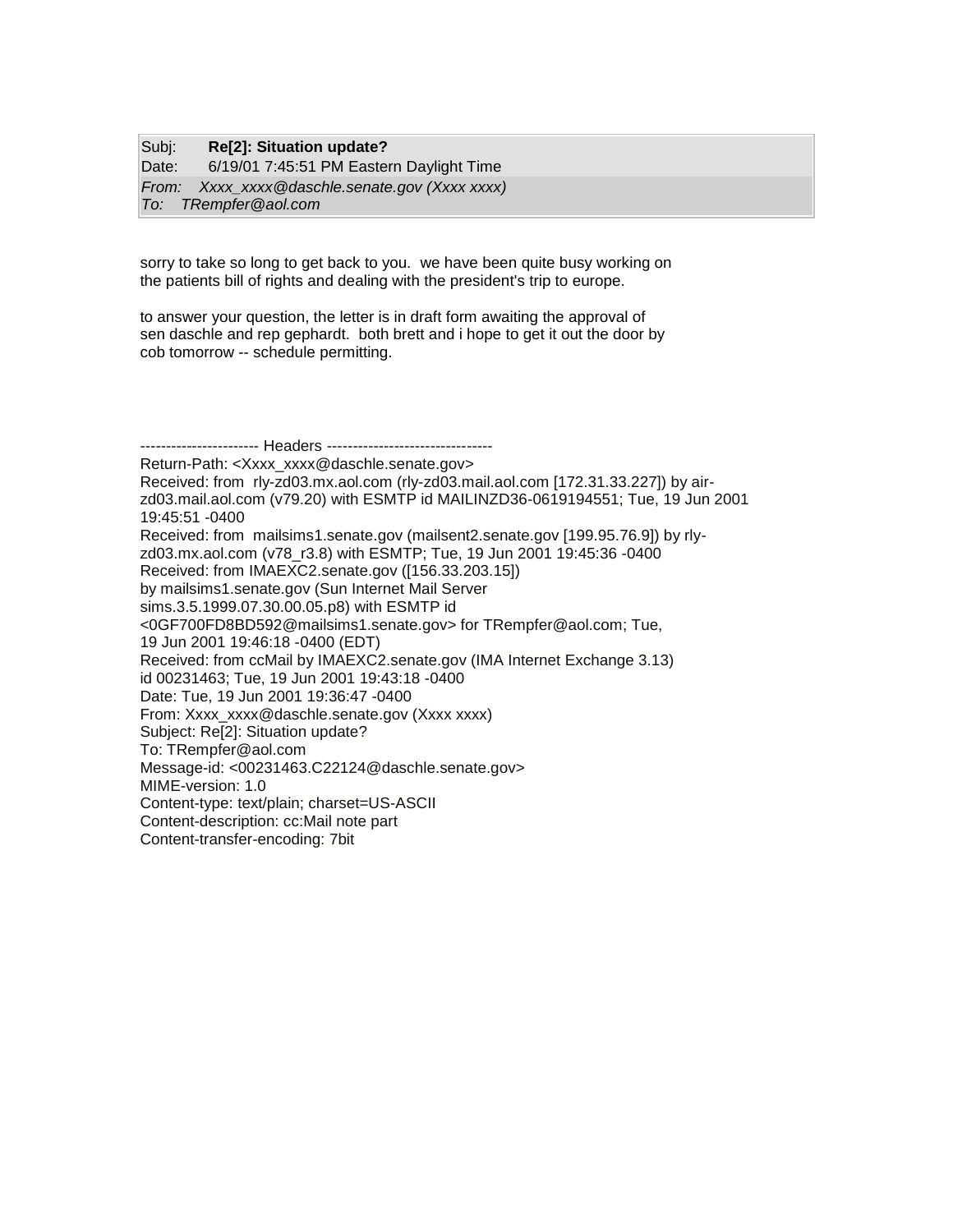| Subj: | **Re[2]: Situation update?** |
| --- | --- |
| Date: | 6/19/01 7:45:51 PM Eastern Daylight Time |
| *From:* | *Xxxx_xxxx@daschle.senate.gov (Xxxx xxxx)* |
| *To:* | *TRempfer@aol.com* |

sorry to take so long to get back to you. we have been quite busy working on the patients bill of rights and dealing with the president's trip to europe.

to answer your question, the letter is in draft form awaiting the approval of sen daschle and rep gephardt. both brett and i hope to get it out the door by cob tomorrow -- schedule permitting.

----------------------- Headers --------------------------------
Return-Path: <Xxxx_xxxx@daschle.senate.gov>
Received: from rly-zd03.mx.aol.com (rly-zd03.mail.aol.com [172.31.33.227]) by air-zd03.mail.aol.com (v79.20) with ESMTP id MAILINZD36-0619194551; Tue, 19 Jun 2001 19:45:51 -0400
Received: from mailsims1.senate.gov (mailsent2.senate.gov [199.95.76.9]) by rly-zd03.mx.aol.com (v78_r3.8) with ESMTP; Tue, 19 Jun 2001 19:45:36 -0400
Received: from IMAEXC2.senate.gov ([156.33.203.15])
by mailsims1.senate.gov (Sun Internet Mail Server
sims.3.5.1999.07.30.00.05.p8) with ESMTP id
<0GF700FD8BD592@mailsims1.senate.gov> for TRempfer@aol.com; Tue,
19 Jun 2001 19:46:18 -0400 (EDT)
Received: from ccMail by IMAEXC2.senate.gov (IMA Internet Exchange 3.13)
id 00231463; Tue, 19 Jun 2001 19:43:18 -0400
Date: Tue, 19 Jun 2001 19:36:47 -0400
From: Xxxx_xxxx@daschle.senate.gov (Xxxx xxxx)
Subject: Re[2]: Situation update?
To: TRempfer@aol.com
Message-id: <00231463.C22124@daschle.senate.gov>
MIME-version: 1.0
Content-type: text/plain; charset=US-ASCII
Content-description: cc:Mail note part
Content-transfer-encoding: 7bit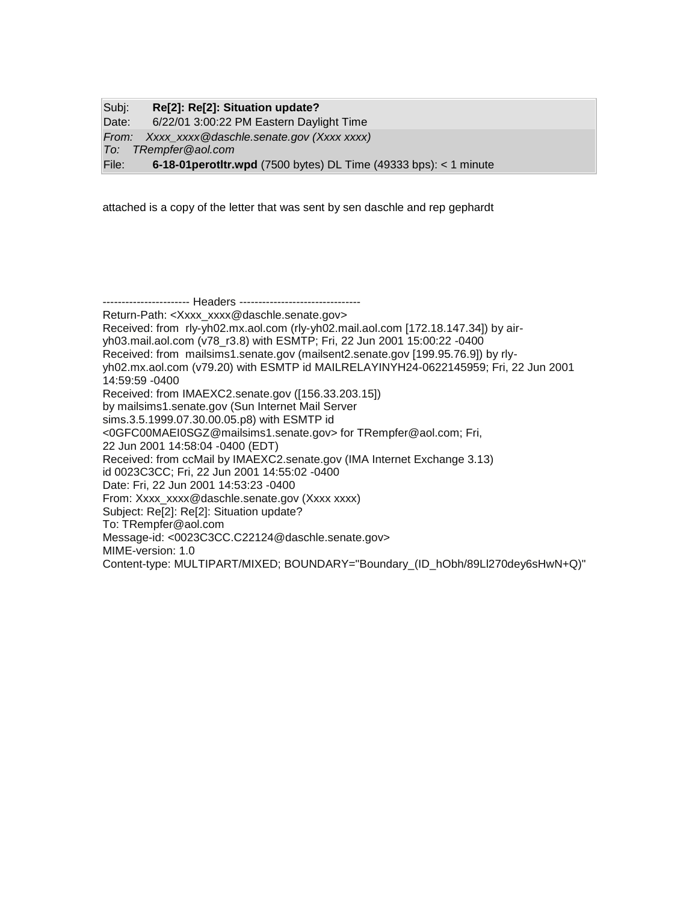| | |
|---|---|
| Subj: | **Re[2]: Re[2]: Situation update?** |
| Date: | 6/22/01 3:00:22 PM Eastern Daylight Time |
| *From:* | *Xxxx_xxxx@daschle.senate.gov (Xxxx xxxx)* |
| *To:* | *TRempfer@aol.com* |
| File: | **6-18-01perotltr.wpd** (7500 bytes) DL Time (49333 bps): < 1 minute |

attached is a copy of the letter that was sent by sen daschle and rep gephardt

```
----------------------- Headers --------------------------------
Return-Path: <Xxxx_xxxx@daschle.senate.gov>
Received: from  rly-yh02.mx.aol.com (rly-yh02.mail.aol.com [172.18.147.34]) by air-yh03.mail.aol.com (v78_r3.8) with ESMTP; Fri, 22 Jun 2001 15:00:22 -0400
Received: from  mailsims1.senate.gov (mailsent2.senate.gov [199.95.76.9]) by rly-yh02.mx.aol.com (v79.20) with ESMTP id MAILRELAYINYH24-0622145959; Fri, 22 Jun 2001 14:59:59 -0400
Received: from IMAEXC2.senate.gov ([156.33.203.15])
by mailsims1.senate.gov (Sun Internet Mail Server
sims.3.5.1999.07.30.00.05.p8) with ESMTP id
<0GFC00MAEI0SGZ@mailsims1.senate.gov> for TRempfer@aol.com; Fri,
22 Jun 2001 14:58:04 -0400 (EDT)
Received: from ccMail by IMAEXC2.senate.gov (IMA Internet Exchange 3.13)
id 0023C3CC; Fri, 22 Jun 2001 14:55:02 -0400
Date: Fri, 22 Jun 2001 14:53:23 -0400
From: Xxxx_xxxx@daschle.senate.gov (Xxxx xxxx)
Subject: Re[2]: Re[2]: Situation update?
To: TRempfer@aol.com
Message-id: <0023C3CC.C22124@daschle.senate.gov>
MIME-version: 1.0
Content-type: MULTIPART/MIXED; BOUNDARY="Boundary_(ID_hObh/89Ll270dey6sHwN+Q)"
```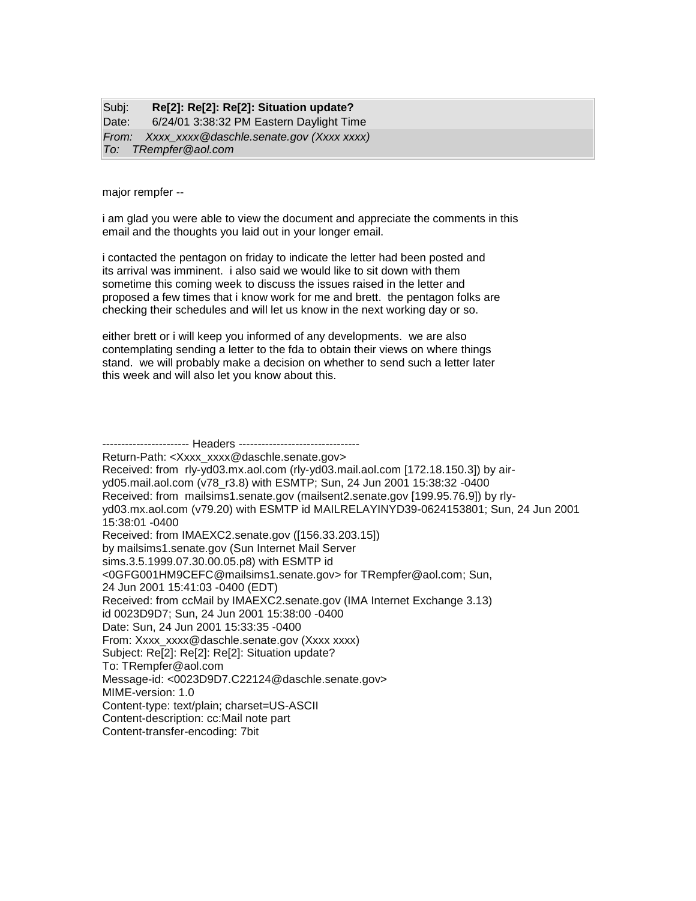| | |
|---|---|
| Subj: | **Re[2]: Re[2]: Re[2]: Situation update?** |
| Date: | 6/24/01 3:38:32 PM Eastern Daylight Time |
| *From:* | *Xxxx_xxxx@daschle.senate.gov (Xxxx xxxx)* |
| *To:* | *TRempfer@aol.com* |

major rempfer --

i am glad you were able to view the document and appreciate the comments in this email and the thoughts you laid out in your longer email.

i contacted the pentagon on friday to indicate the letter had been posted and its arrival was imminent. i also said we would like to sit down with them sometime this coming week to discuss the issues raised in the letter and proposed a few times that i know work for me and brett. the pentagon folks are checking their schedules and will let us know in the next working day or so.

either brett or i will keep you informed of any developments. we are also contemplating sending a letter to the fda to obtain their views on where things stand. we will probably make a decision on whether to send such a letter later this week and will also let you know about this.

----------------------- Headers --------------------------------
Return-Path: <Xxxx_xxxx@daschle.senate.gov>
Received: from rly-yd03.mx.aol.com (rly-yd03.mail.aol.com [172.18.150.3]) by air-yd05.mail.aol.com (v78_r3.8) with ESMTP; Sun, 24 Jun 2001 15:38:32 -0400
Received: from mailsims1.senate.gov (mailsent2.senate.gov [199.95.76.9]) by rly-yd03.mx.aol.com (v79.20) with ESMTP id MAILRELAYINYD39-0624153801; Sun, 24 Jun 2001 15:38:01 -0400
Received: from IMAEXC2.senate.gov ([156.33.203.15])
by mailsims1.senate.gov (Sun Internet Mail Server
sims.3.5.1999.07.30.00.05.p8) with ESMTP id
<0GFG001HM9CEFC@mailsims1.senate.gov> for TRempfer@aol.com; Sun,
24 Jun 2001 15:41:03 -0400 (EDT)
Received: from ccMail by IMAEXC2.senate.gov (IMA Internet Exchange 3.13)
id 0023D9D7; Sun, 24 Jun 2001 15:38:00 -0400
Date: Sun, 24 Jun 2001 15:33:35 -0400
From: Xxxx_xxxx@daschle.senate.gov (Xxxx xxxx)
Subject: Re[2]: Re[2]: Re[2]: Situation update?
To: TRempfer@aol.com
Message-id: <0023D9D7.C22124@daschle.senate.gov>
MIME-version: 1.0
Content-type: text/plain; charset=US-ASCII
Content-description: cc:Mail note part
Content-transfer-encoding: 7bit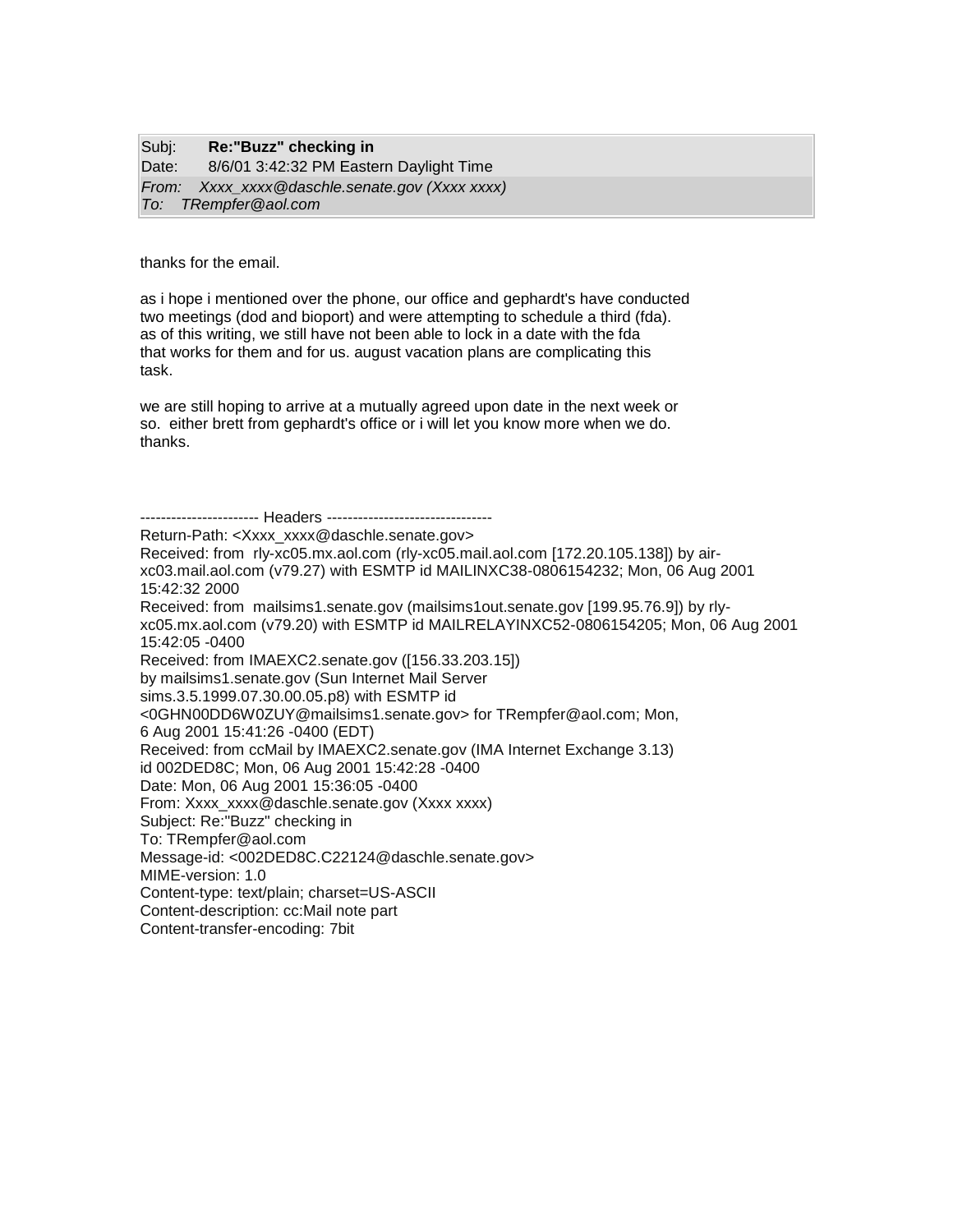| | |
|---|---|
| Subj: | **Re:"Buzz" checking in** |
| Date: | 8/6/01 3:42:32 PM Eastern Daylight Time |
| *From:* | *Xxxx_xxxx@daschle.senate.gov (Xxxx xxxx)* |
| *To:* | *TRempfer@aol.com* |

thanks for the email.

as i hope i mentioned over the phone, our office and gephardt's have conducted two meetings (dod and bioport) and were attempting to schedule a third (fda). as of this writing, we still have not been able to lock in a date with the fda that works for them and for us. august vacation plans are complicating this task.

we are still hoping to arrive at a mutually agreed upon date in the next week or so. either brett from gephardt's office or i will let you know more when we do. thanks.

----------------------- Headers --------------------------------

Return-Path: <Xxxx_xxxx@daschle.senate.gov>
Received: from rly-xc05.mx.aol.com (rly-xc05.mail.aol.com [172.20.105.138]) by air-xc03.mail.aol.com (v79.27) with ESMTP id MAILINXC38-0806154232; Mon, 06 Aug 2001 15:42:32 2000
Received: from mailsims1.senate.gov (mailsims1out.senate.gov [199.95.76.9]) by rly-xc05.mx.aol.com (v79.20) with ESMTP id MAILRELAYINXC52-0806154205; Mon, 06 Aug 2001 15:42:05 -0400
Received: from IMAEXC2.senate.gov ([156.33.203.15])
by mailsims1.senate.gov (Sun Internet Mail Server
sims.3.5.1999.07.30.00.05.p8) with ESMTP id
<0GHN00DD6W0ZUY@mailsims1.senate.gov> for TRempfer@aol.com; Mon,
6 Aug 2001 15:41:26 -0400 (EDT)
Received: from ccMail by IMAEXC2.senate.gov (IMA Internet Exchange 3.13)
id 002DED8C; Mon, 06 Aug 2001 15:42:28 -0400
Date: Mon, 06 Aug 2001 15:36:05 -0400
From: Xxxx_xxxx@daschle.senate.gov (Xxxx xxxx)
Subject: Re:"Buzz" checking in
To: TRempfer@aol.com
Message-id: <002DED8C.C22124@daschle.senate.gov>
MIME-version: 1.0
Content-type: text/plain; charset=US-ASCII
Content-description: cc:Mail note part
Content-transfer-encoding: 7bit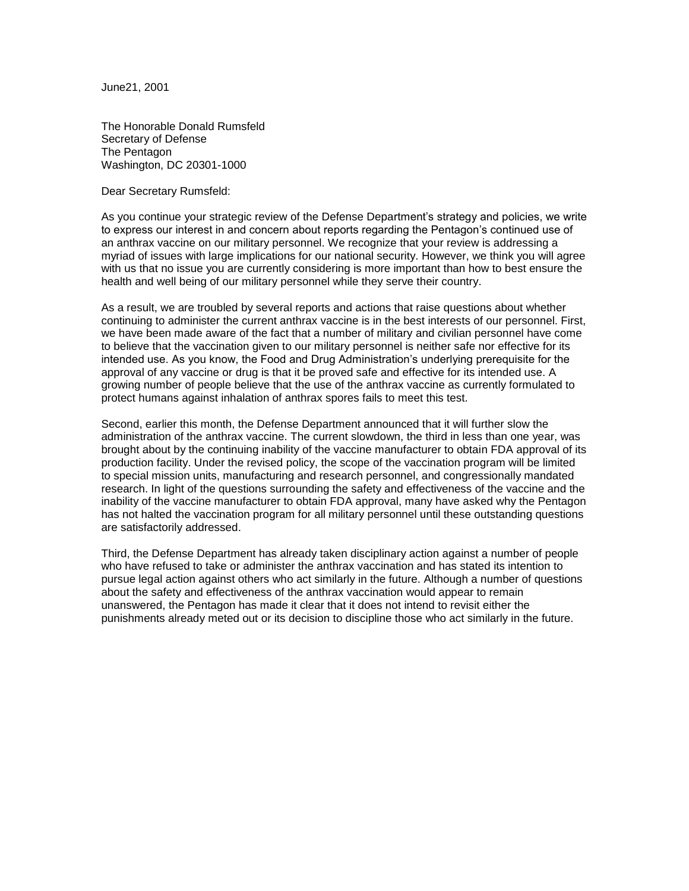June21, 2001

The Honorable Donald Rumsfeld
Secretary of Defense
The Pentagon
Washington, DC 20301-1000

Dear Secretary Rumsfeld:

As you continue your strategic review of the Defense Department's strategy and policies, we write to express our interest in and concern about reports regarding the Pentagon's continued use of an anthrax vaccine on our military personnel. We recognize that your review is addressing a myriad of issues with large implications for our national security. However, we think you will agree with us that no issue you are currently considering is more important than how to best ensure the health and well being of our military personnel while they serve their country.

As a result, we are troubled by several reports and actions that raise questions about whether continuing to administer the current anthrax vaccine is in the best interests of our personnel. First, we have been made aware of the fact that a number of military and civilian personnel have come to believe that the vaccination given to our military personnel is neither safe nor effective for its intended use. As you know, the Food and Drug Administration's underlying prerequisite for the approval of any vaccine or drug is that it be proved safe and effective for its intended use. A growing number of people believe that the use of the anthrax vaccine as currently formulated to protect humans against inhalation of anthrax spores fails to meet this test.

Second, earlier this month, the Defense Department announced that it will further slow the administration of the anthrax vaccine. The current slowdown, the third in less than one year, was brought about by the continuing inability of the vaccine manufacturer to obtain FDA approval of its production facility. Under the revised policy, the scope of the vaccination program will be limited to special mission units, manufacturing and research personnel, and congressionally mandated research. In light of the questions surrounding the safety and effectiveness of the vaccine and the inability of the vaccine manufacturer to obtain FDA approval, many have asked why the Pentagon has not halted the vaccination program for all military personnel until these outstanding questions are satisfactorily addressed.

Third, the Defense Department has already taken disciplinary action against a number of people who have refused to take or administer the anthrax vaccination and has stated its intention to pursue legal action against others who act similarly in the future. Although a number of questions about the safety and effectiveness of the anthrax vaccination would appear to remain unanswered, the Pentagon has made it clear that it does not intend to revisit either the punishments already meted out or its decision to discipline those who act similarly in the future.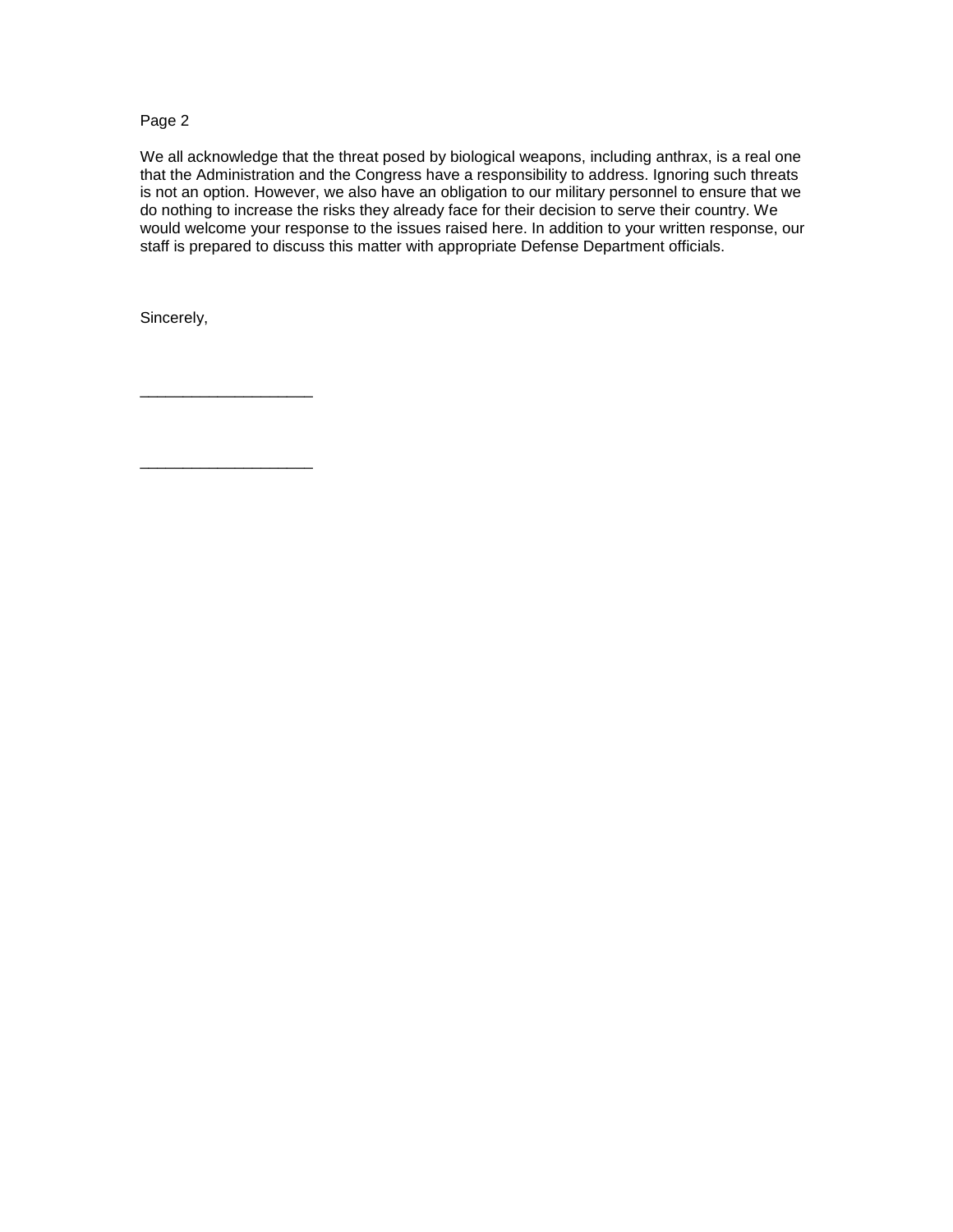We all acknowledge that the threat posed by biological weapons, including anthrax, is a real one that the Administration and the Congress have a responsibility to address. Ignoring such threats is not an option. However, we also have an obligation to our military personnel to ensure that we do nothing to increase the risks they already face for their decision to serve their country. We would welcome your response to the issues raised here. In addition to your written response, our staff is prepared to discuss this matter with appropriate Defense Department officials.

Sincerely,

____________________

____________________